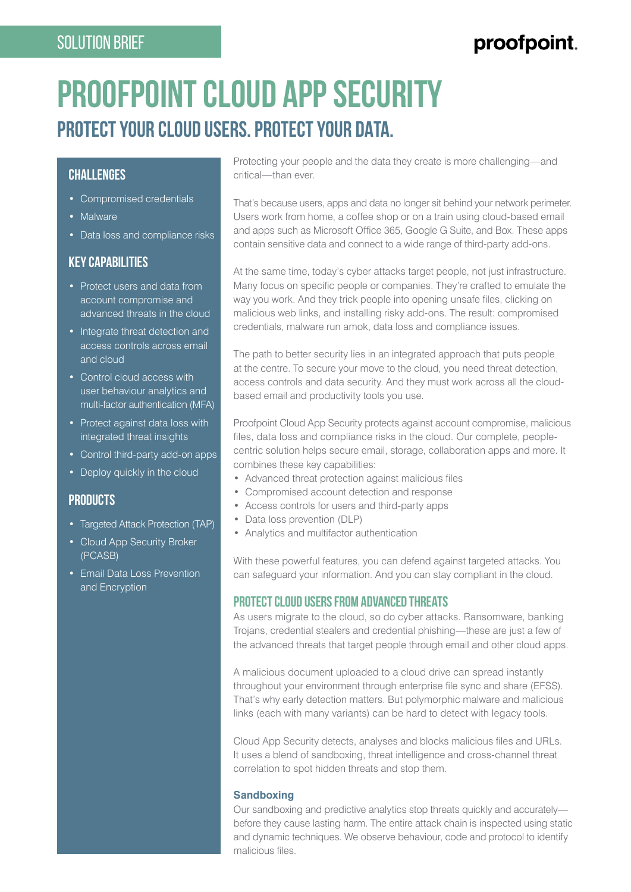SOLUTION BRIEF

# PROOFPOINT CLOUD APP SECURITY

## PROTECT YOUR CLOUD USERS. PROTECT YOUR DATA.

### CHALLENGES

- Compromised credentials
- Malware
- Data loss and compliance risks

### KEY CAPABILITIES

- Protect users and data from account compromise and advanced threats in the cloud
- Integrate threat detection and access controls across email and cloud
- Control cloud access with user behaviour analytics and multi-factor authentication (MFA)
- Protect against data loss with integrated threat insights
- Control third-party add-on apps
- Deploy quickly in the cloud

### PRODUCTS

- Targeted Attack Protection (TAP)
- Cloud App Security Broker (PCASB)
- Email Data Loss Prevention and Encryption

Protecting your people and the data they create is more challenging—and critical—than ever.

That's because users, apps and data no longer sit behind your network perimeter. Users work from home, a coffee shop or on a train using cloud-based email and apps such as Microsoft Office 365, Google G Suite, and Box. These apps contain sensitive data and connect to a wide range of third-party add-ons.

At the same time, today's cyber attacks target people, not just infrastructure. Many focus on specific people or companies. They're crafted to emulate the way you work. And they trick people into opening unsafe files, clicking on malicious web links, and installing risky add-ons. The result: compromised credentials, malware run amok, data loss and compliance issues.

The path to better security lies in an integrated approach that puts people at the centre. To secure your move to the cloud, you need threat detection, access controls and data security. And they must work across all the cloud-based email and productivity tools you use.

Proofpoint Cloud App Security protects against account compromise, malicious files, data loss and compliance risks in the cloud. Our complete, people-centric solution helps secure email, storage, collaboration apps and more. It combines these key capabilities:

- Advanced threat protection against malicious files
- Compromised account detection and response
- Access controls for users and third-party apps
- Data loss prevention (DLP)
- Analytics and multifactor authentication

With these powerful features, you can defend against targeted attacks. You can safeguard your information. And you can stay compliant in the cloud.

### PROTECT CLOUD USERS FROM ADVANCED THREATS

As users migrate to the cloud, so do cyber attacks. Ransomware, banking Trojans, credential stealers and credential phishing—these are just a few of the advanced threats that target people through email and other cloud apps.

A malicious document uploaded to a cloud drive can spread instantly throughout your environment through enterprise file sync and share (EFSS). That's why early detection matters. But polymorphic malware and malicious links (each with many variants) can be hard to detect with legacy tools.

Cloud App Security detects, analyses and blocks malicious files and URLs. It uses a blend of sandboxing, threat intelligence and cross-channel threat correlation to spot hidden threats and stop them.

#### Sandboxing

Our sandboxing and predictive analytics stop threats quickly and accurately—before they cause lasting harm. The entire attack chain is inspected using static and dynamic techniques. We observe behaviour, code and protocol to identify malicious files.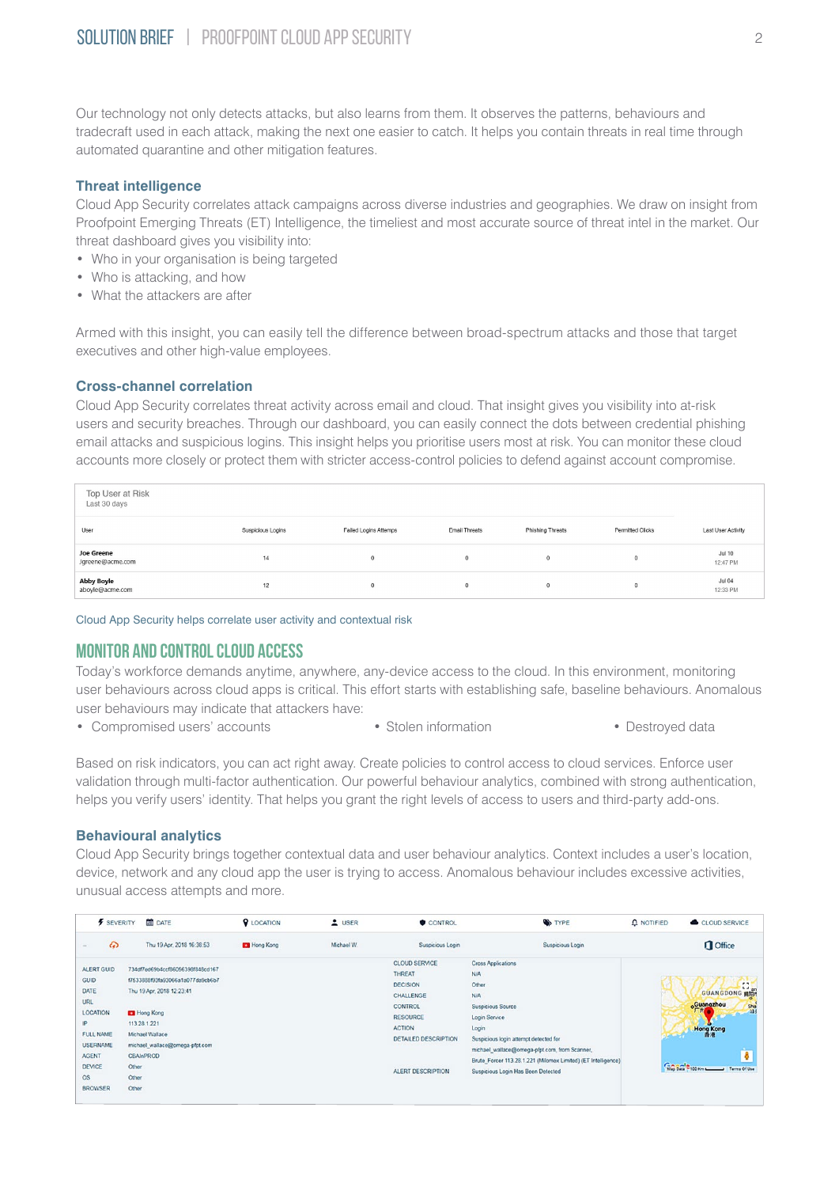Our technology not only detects attacks, but also learns from them. It observes the patterns, behaviours and tradecraft used in each attack, making the next one easier to catch. It helps you contain threats in real time through automated quarantine and other mitigation features.

### Threat intelligence

Cloud App Security correlates attack campaigns across diverse industries and geographies. We draw on insight from Proofpoint Emerging Threats (ET) Intelligence, the timeliest and most accurate source of threat intel in the market. Our threat dashboard gives you visibility into:

- Who in your organisation is being targeted
- Who is attacking, and how
- What the attackers are after

Armed with this insight, you can easily tell the difference between broad-spectrum attacks and those that target executives and other high-value employees.

### Cross-channel correlation

Cloud App Security correlates threat activity across email and cloud. That insight gives you visibility into at-risk users and security breaches. Through our dashboard, you can easily connect the dots between credential phishing email attacks and suspicious logins. This insight helps you prioritise users most at risk. You can monitor these cloud accounts more closely or protect them with stricter access-control policies to defend against account compromise.

Top User at Risk
Last 30 days

| User | Suspicious Logins | Failed Logins Attemps | Email Threats | Phishing Threats | Permitted Clicks | Last User Activity |
|---|---|---|---|---|---|---|
| **Joe Greene** jgreene@acme.com | 14 | 0 | 0 | 0 | 0 | Jul 10 12:47 PM |
| **Abby Boyle** aboyle@acme.com | 12 | 0 | 0 | 0 | 0 | Jul 04 12:33 PM |

Cloud App Security helps correlate user activity and contextual risk

## MONITOR AND CONTROL CLOUD ACCESS

Today's workforce demands anytime, anywhere, any-device access to the cloud. In this environment, monitoring user behaviours across cloud apps is critical. This effort starts with establishing safe, baseline behaviours. Anomalous user behaviours may indicate that attackers have:

- Compromised users' accounts
- Stolen information
- Destroyed data

Based on risk indicators, you can act right away. Create policies to control access to cloud services. Enforce user validation through multi-factor authentication. Our powerful behaviour analytics, combined with strong authentication, helps you verify users' identity. That helps you grant the right levels of access to users and third-party add-ons.

### Behavioural analytics

Cloud App Security brings together contextual data and user behaviour analytics. Context includes a user's location, device, network and any cloud app the user is trying to access. Anomalous behaviour includes excessive activities, unusual access attempts and more.

| SEVERITY | DATE | LOCATION | USER | CONTROL | TYPE | NOTIFIED | CLOUD SERVICE |
|---|---|---|---|---|---|---|---|
| | Thu 19 Apr, 2018 16:38:53 | Hong Kong | Michael W. | Suspicious Login | Suspicious Login | | Office |

| | | | |
|---|---|---|---|
| ALERT GUID | 734df7ed69b4ccf86056398f848cd167 | CLOUD SERVICE | Cross Applications |
| GUID | f7533888f93fa93066a1a077da9cb6b7 | THREAT | N/A |
| DATE | Thu 19 Apr, 2018 12:23:41 | DECISION | Other |
| URL | | CHALLENGE | N/A |
| LOCATION | Hong Kong | CONTROL | Suspicious Source |
| IP | 113.28.1.221 | RESOURCE | Login Service |
| FULL NAME | Michael Wallace | ACTION | Login |
| USERNAME | michael_wallace@omega-pfpt.com | DETAILED DESCRIPTION | Suspicious login attempt detected for michael_wallace@omega-pfpt.com, from Scanner, Brute_Forcer 113.28.1.221 (Mlomax Limited) (ET Intelligence) |
| AGENT | CBAInPROD | ALERT DESCRIPTION | Suspicious Login Has Been Detected |
| DEVICE | Other | | |
| OS | Other | | |
| BROWSER | Other | | |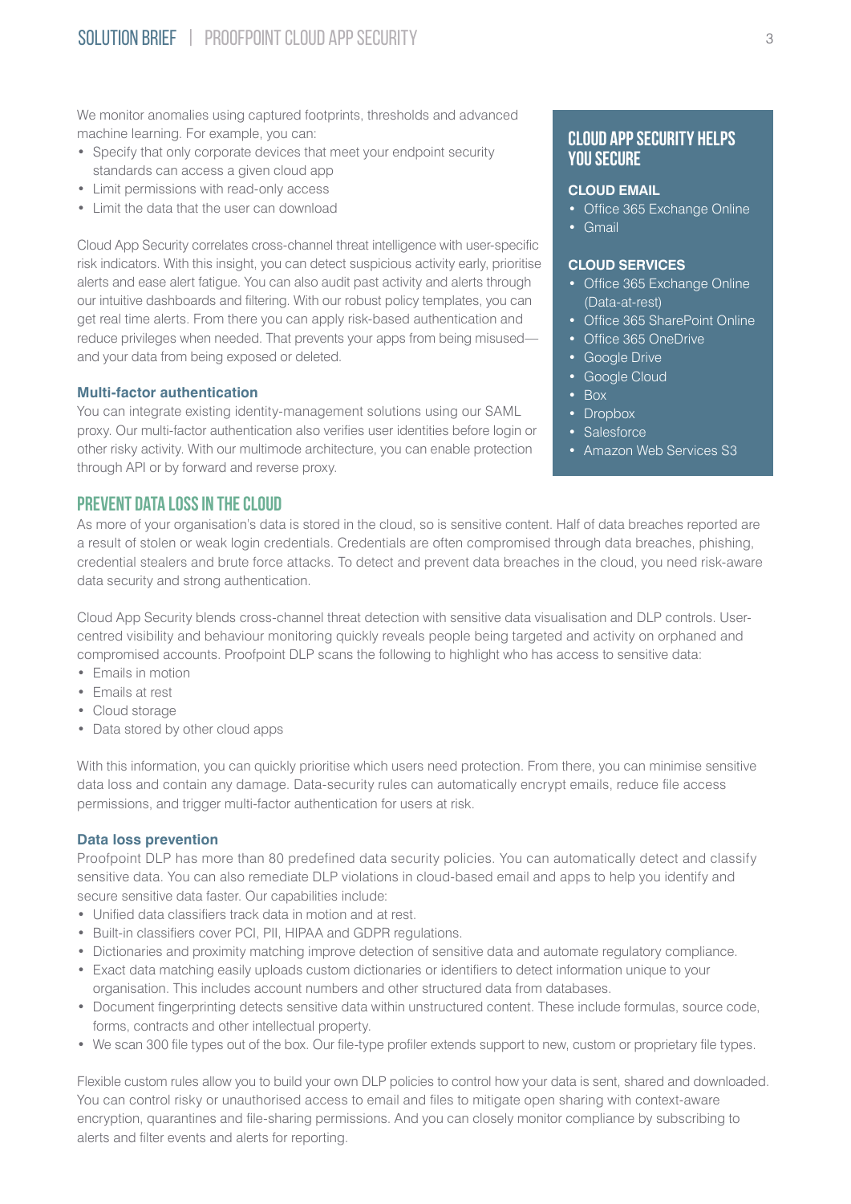We monitor anomalies using captured footprints, thresholds and advanced machine learning. For example, you can:

- Specify that only corporate devices that meet your endpoint security standards can access a given cloud app
- Limit permissions with read-only access
- Limit the data that the user can download

Cloud App Security correlates cross-channel threat intelligence with user-specific risk indicators. With this insight, you can detect suspicious activity early, prioritise alerts and ease alert fatigue. You can also audit past activity and alerts through our intuitive dashboards and filtering. With our robust policy templates, you can get real time alerts. From there you can apply risk-based authentication and reduce privileges when needed. That prevents your apps from being misused—and your data from being exposed or deleted.

### Multi-factor authentication

You can integrate existing identity-management solutions using our SAML proxy. Our multi-factor authentication also verifies user identities before login or other risky activity. With our multimode architecture, you can enable protection through API or by forward and reverse proxy.

## CLOUD APP SECURITY HELPS YOU SECURE

**CLOUD EMAIL**

- Office 365 Exchange Online
- Gmail

**CLOUD SERVICES**

- Office 365 Exchange Online (Data-at-rest)
- Office 365 SharePoint Online
- Office 365 OneDrive
- Google Drive
- Google Cloud
- Box
- Dropbox
- Salesforce
- Amazon Web Services S3

## PREVENT DATA LOSS IN THE CLOUD

As more of your organisation's data is stored in the cloud, so is sensitive content. Half of data breaches reported are a result of stolen or weak login credentials. Credentials are often compromised through data breaches, phishing, credential stealers and brute force attacks. To detect and prevent data breaches in the cloud, you need risk-aware data security and strong authentication.

Cloud App Security blends cross-channel threat detection with sensitive data visualisation and DLP controls. User-centred visibility and behaviour monitoring quickly reveals people being targeted and activity on orphaned and compromised accounts. Proofpoint DLP scans the following to highlight who has access to sensitive data:

- Emails in motion
- Emails at rest
- Cloud storage
- Data stored by other cloud apps

With this information, you can quickly prioritise which users need protection. From there, you can minimise sensitive data loss and contain any damage. Data-security rules can automatically encrypt emails, reduce file access permissions, and trigger multi-factor authentication for users at risk.

### Data loss prevention

Proofpoint DLP has more than 80 predefined data security policies. You can automatically detect and classify sensitive data. You can also remediate DLP violations in cloud-based email and apps to help you identify and secure sensitive data faster. Our capabilities include:

- Unified data classifiers track data in motion and at rest.
- Built-in classifiers cover PCI, PII, HIPAA and GDPR regulations.
- Dictionaries and proximity matching improve detection of sensitive data and automate regulatory compliance.
- Exact data matching easily uploads custom dictionaries or identifiers to detect information unique to your organisation. This includes account numbers and other structured data from databases.
- Document fingerprinting detects sensitive data within unstructured content. These include formulas, source code, forms, contracts and other intellectual property.
- We scan 300 file types out of the box. Our file-type profiler extends support to new, custom or proprietary file types.

Flexible custom rules allow you to build your own DLP policies to control how your data is sent, shared and downloaded. You can control risky or unauthorised access to email and files to mitigate open sharing with context-aware encryption, quarantines and file-sharing permissions. And you can closely monitor compliance by subscribing to alerts and filter events and alerts for reporting.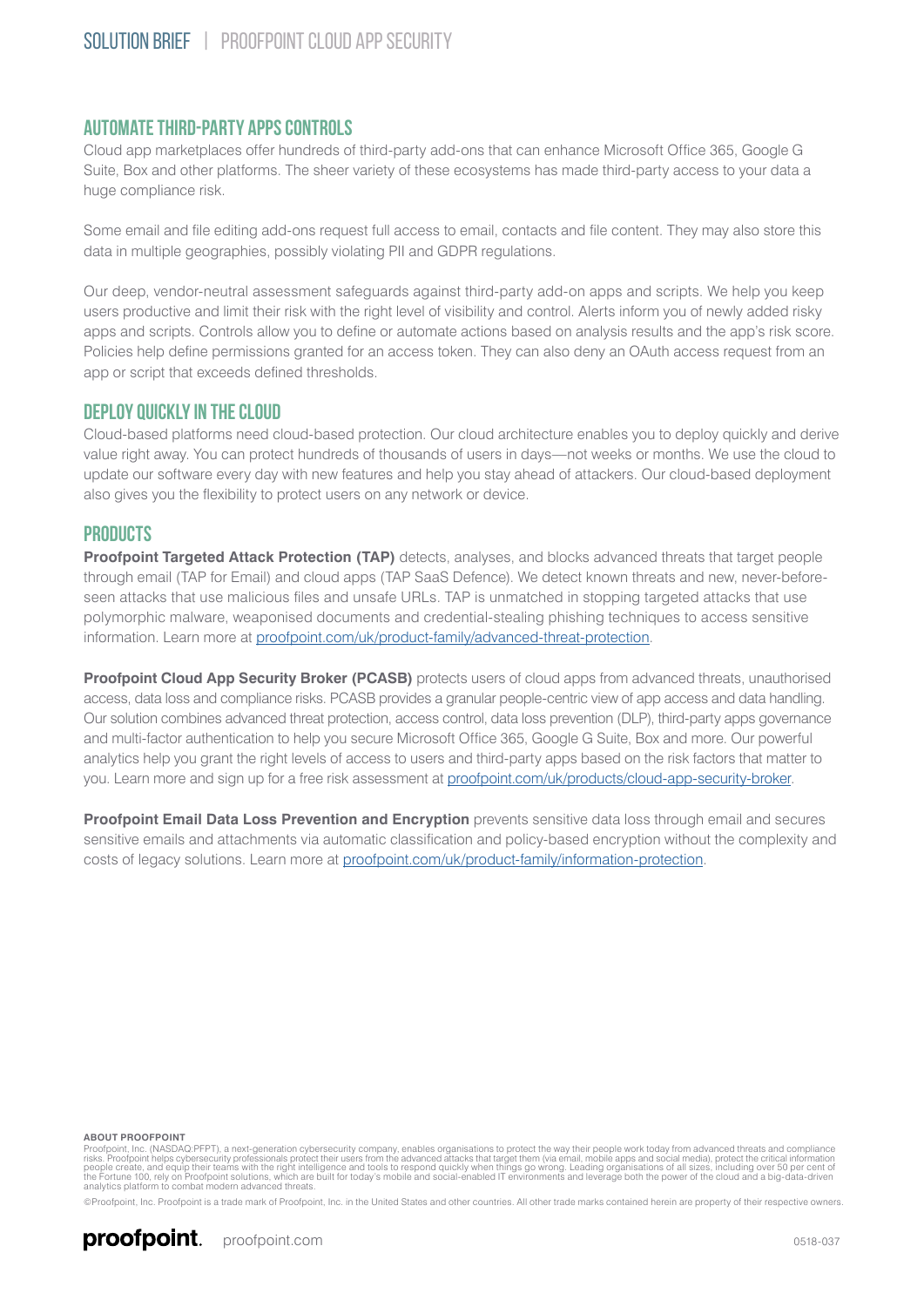## AUTOMATE THIRD-PARTY APPS CONTROLS

Cloud app marketplaces offer hundreds of third-party add-ons that can enhance Microsoft Office 365, Google G Suite, Box and other platforms. The sheer variety of these ecosystems has made third-party access to your data a huge compliance risk.

Some email and file editing add-ons request full access to email, contacts and file content. They may also store this data in multiple geographies, possibly violating PII and GDPR regulations.

Our deep, vendor-neutral assessment safeguards against third-party add-on apps and scripts. We help you keep users productive and limit their risk with the right level of visibility and control. Alerts inform you of newly added risky apps and scripts. Controls allow you to define or automate actions based on analysis results and the app's risk score. Policies help define permissions granted for an access token. They can also deny an OAuth access request from an app or script that exceeds defined thresholds.

## DEPLOY QUICKLY IN THE CLOUD

Cloud-based platforms need cloud-based protection. Our cloud architecture enables you to deploy quickly and derive value right away. You can protect hundreds of thousands of users in days—not weeks or months. We use the cloud to update our software every day with new features and help you stay ahead of attackers. Our cloud-based deployment also gives you the flexibility to protect users on any network or device.

## PRODUCTS

**Proofpoint Targeted Attack Protection (TAP)** detects, analyses, and blocks advanced threats that target people through email (TAP for Email) and cloud apps (TAP SaaS Defence). We detect known threats and new, never-before-seen attacks that use malicious files and unsafe URLs. TAP is unmatched in stopping targeted attacks that use polymorphic malware, weaponised documents and credential-stealing phishing techniques to access sensitive information. Learn more at proofpoint.com/uk/product-family/advanced-threat-protection.

**Proofpoint Cloud App Security Broker (PCASB)** protects users of cloud apps from advanced threats, unauthorised access, data loss and compliance risks. PCASB provides a granular people-centric view of app access and data handling. Our solution combines advanced threat protection, access control, data loss prevention (DLP), third-party apps governance and multi-factor authentication to help you secure Microsoft Office 365, Google G Suite, Box and more. Our powerful analytics help you grant the right levels of access to users and third-party apps based on the risk factors that matter to you. Learn more and sign up for a free risk assessment at proofpoint.com/uk/products/cloud-app-security-broker.

**Proofpoint Email Data Loss Prevention and Encryption** prevents sensitive data loss through email and secures sensitive emails and attachments via automatic classification and policy-based encryption without the complexity and costs of legacy solutions. Learn more at proofpoint.com/uk/product-family/information-protection.

**ABOUT PROOFPOINT**

Proofpoint, Inc. (NASDAQ:PFPT), a next-generation cybersecurity company, enables organisations to protect the way their people work today from advanced threats and compliance risks. Proofpoint helps cybersecurity professionals protect their users from the advanced attacks that target them (via email, mobile apps and social media), protect the critical information people create, and equip their teams with the right intelligence and tools to respond quickly when things go wrong. Leading organisations of all sizes, including over 50 per cent of the Fortune 100, rely on Proofpoint solutions, which are built for today's mobile and social-enabled IT environments and leverage both the power of the cloud and a big-data-driven analytics platform to combat modern advanced threats.

©Proofpoint, Inc. Proofpoint is a trade mark of Proofpoint, Inc. in the United States and other countries. All other trade marks contained herein are property of their respective owners.

proofpoint. proofpoint.com

0518-037